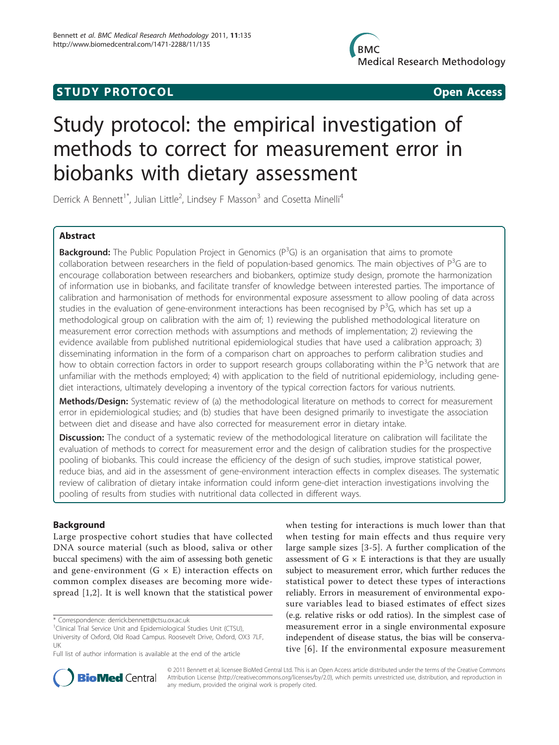**STUDY PROTOCOL** **Open Access**

# Study protocol: the empirical investigation of methods to correct for measurement error in biobanks with dietary assessment

Derrick A Bennett[1*], Julian Little[2], Lindsey F Masson[3] and Cosetta Minelli[4]

## Abstract

**Background:** The Public Population Project in Genomics (P[3]G) is an organisation that aims to promote collaboration between researchers in the field of population-based genomics. The main objectives of P[3]G are to encourage collaboration between researchers and biobankers, optimize study design, promote the harmonization of information use in biobanks, and facilitate transfer of knowledge between interested parties. The importance of calibration and harmonisation of methods for environmental exposure assessment to allow pooling of data across studies in the evaluation of gene-environment interactions has been recognised by P[3]G, which has set up a methodological group on calibration with the aim of; 1) reviewing the published methodological literature on measurement error correction methods with assumptions and methods of implementation; 2) reviewing the evidence available from published nutritional epidemiological studies that have used a calibration approach; 3) disseminating information in the form of a comparison chart on approaches to perform calibration studies and how to obtain correction factors in order to support research groups collaborating within the P[3]G network that are unfamiliar with the methods employed; 4) with application to the field of nutritional epidemiology, including gene-diet interactions, ultimately developing a inventory of the typical correction factors for various nutrients.

**Methods/Design:** Systematic review of (a) the methodological literature on methods to correct for measurement error in epidemiological studies; and (b) studies that have been designed primarily to investigate the association between diet and disease and have also corrected for measurement error in dietary intake.

**Discussion:** The conduct of a systematic review of the methodological literature on calibration will facilitate the evaluation of methods to correct for measurement error and the design of calibration studies for the prospective pooling of biobanks. This could increase the efficiency of the design of such studies, improve statistical power, reduce bias, and aid in the assessment of gene-environment interaction effects in complex diseases. The systematic review of calibration of dietary intake information could inform gene-diet interaction investigations involving the pooling of results from studies with nutritional data collected in different ways.

## Background

Large prospective cohort studies that have collected DNA source material (such as blood, saliva or other buccal specimens) with the aim of assessing both genetic and gene-environment ($G \times E$) interaction effects on common complex diseases are becoming more widespread [1,2]. It is well known that the statistical power when testing for interactions is much lower than that when testing for main effects and thus require very large sample sizes [3-5]. A further complication of the assessment of $G \times E$ interactions is that they are usually subject to measurement error, which further reduces the statistical power to detect these types of interactions reliably. Errors in measurement of environmental exposure variables lead to biased estimates of effect sizes (e.g. relative risks or odd ratios). In the simplest case of measurement error in a single environmental exposure independent of disease status, the bias will be conservative [6]. If the environmental exposure measurement

\* Correspondence: derrick.bennett@ctsu.ox.ac.uk

[1]Clinical Trial Service Unit and Epidemiological Studies Unit (CTSU), University of Oxford, Old Road Campus. Roosevelt Drive, Oxford, OX3 7LF, UK

Full list of author information is available at the end of the article

© 2011 Bennett et al; licensee BioMed Central Ltd. This is an Open Access article distributed under the terms of the Creative Commons Attribution License (http://creativecommons.org/licenses/by/2.0), which permits unrestricted use, distribution, and reproduction in any medium, provided the original work is properly cited.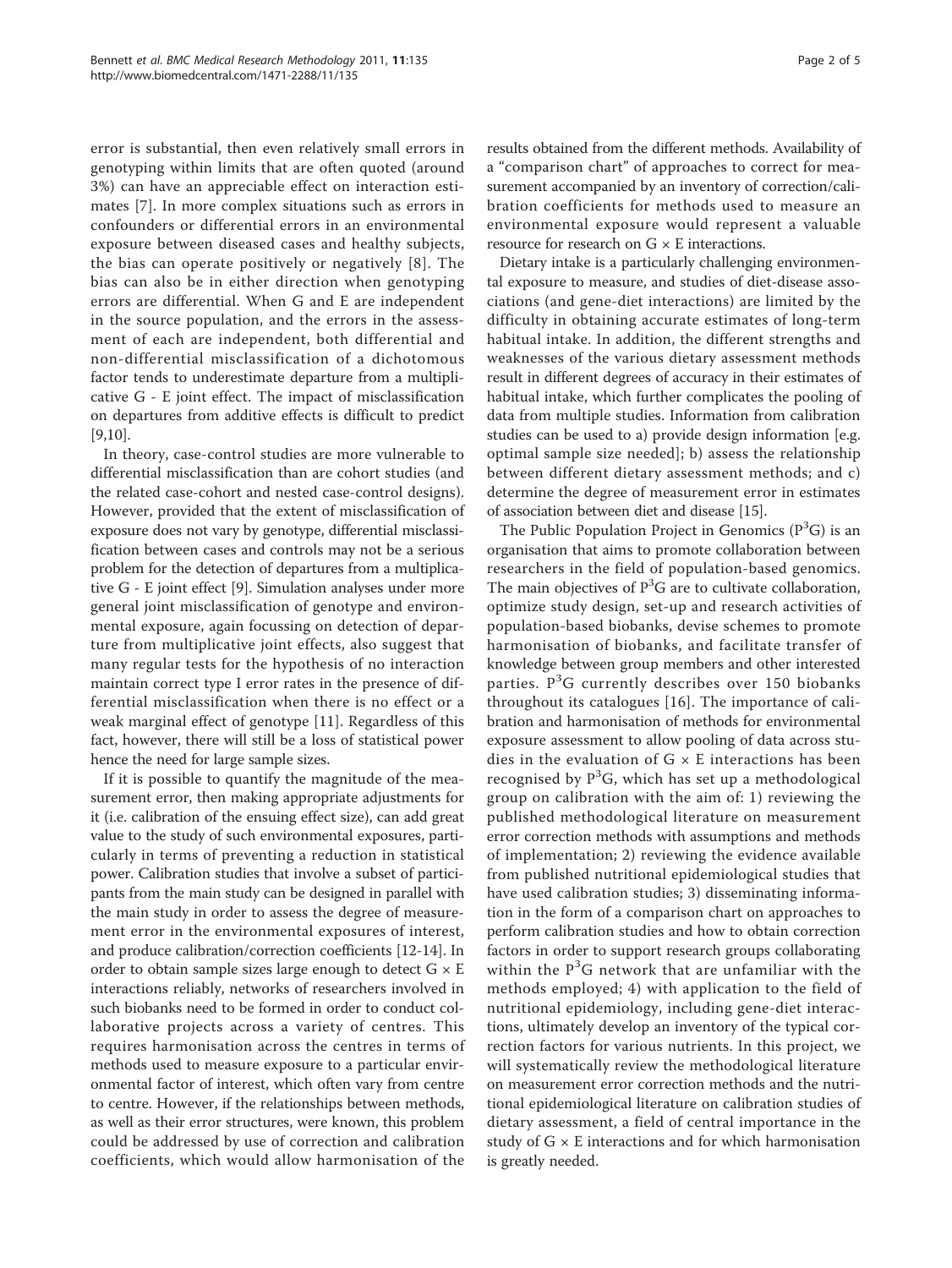error is substantial, then even relatively small errors in genotyping within limits that are often quoted (around 3%) can have an appreciable effect on interaction estimates [7]. In more complex situations such as errors in confounders or differential errors in an environmental exposure between diseased cases and healthy subjects, the bias can operate positively or negatively [8]. The bias can also be in either direction when genotyping errors are differential. When G and E are independent in the source population, and the errors in the assessment of each are independent, both differential and non-differential misclassification of a dichotomous factor tends to underestimate departure from a multiplicative G - E joint effect. The impact of misclassification on departures from additive effects is difficult to predict [9,10].

In theory, case-control studies are more vulnerable to differential misclassification than are cohort studies (and the related case-cohort and nested case-control designs). However, provided that the extent of misclassification of exposure does not vary by genotype, differential misclassification between cases and controls may not be a serious problem for the detection of departures from a multiplicative G - E joint effect [9]. Simulation analyses under more general joint misclassification of genotype and environmental exposure, again focussing on detection of departure from multiplicative joint effects, also suggest that many regular tests for the hypothesis of no interaction maintain correct type I error rates in the presence of differential misclassification when there is no effect or a weak marginal effect of genotype [11]. Regardless of this fact, however, there will still be a loss of statistical power hence the need for large sample sizes.

If it is possible to quantify the magnitude of the measurement error, then making appropriate adjustments for it (i.e. calibration of the ensuing effect size), can add great value to the study of such environmental exposures, particularly in terms of preventing a reduction in statistical power. Calibration studies that involve a subset of participants from the main study can be designed in parallel with the main study in order to assess the degree of measurement error in the environmental exposures of interest, and produce calibration/correction coefficients [12-14]. In order to obtain sample sizes large enough to detect G × E interactions reliably, networks of researchers involved in such biobanks need to be formed in order to conduct collaborative projects across a variety of centres. This requires harmonisation across the centres in terms of methods used to measure exposure to a particular environmental factor of interest, which often vary from centre to centre. However, if the relationships between methods, as well as their error structures, were known, this problem could be addressed by use of correction and calibration coefficients, which would allow harmonisation of the results obtained from the different methods. Availability of a "comparison chart" of approaches to correct for measurement accompanied by an inventory of correction/calibration coefficients for methods used to measure an environmental exposure would represent a valuable resource for research on G × E interactions.

Dietary intake is a particularly challenging environmental exposure to measure, and studies of diet-disease associations (and gene-diet interactions) are limited by the difficulty in obtaining accurate estimates of long-term habitual intake. In addition, the different strengths and weaknesses of the various dietary assessment methods result in different degrees of accuracy in their estimates of habitual intake, which further complicates the pooling of data from multiple studies. Information from calibration studies can be used to a) provide design information [e.g. optimal sample size needed]; b) assess the relationship between different dietary assessment methods; and c) determine the degree of measurement error in estimates of association between diet and disease [15].

The Public Population Project in Genomics ($P^3G$) is an organisation that aims to promote collaboration between researchers in the field of population-based genomics. The main objectives of $P^3G$ are to cultivate collaboration, optimize study design, set-up and research activities of population-based biobanks, devise schemes to promote harmonisation of biobanks, and facilitate transfer of knowledge between group members and other interested parties. $P^3G$ currently describes over 150 biobanks throughout its catalogues [16]. The importance of calibration and harmonisation of methods for environmental exposure assessment to allow pooling of data across studies in the evaluation of G × E interactions has been recognised by $P^3G$, which has set up a methodological group on calibration with the aim of: 1) reviewing the published methodological literature on measurement error correction methods with assumptions and methods of implementation; 2) reviewing the evidence available from published nutritional epidemiological studies that have used calibration studies; 3) disseminating information in the form of a comparison chart on approaches to perform calibration studies and how to obtain correction factors in order to support research groups collaborating within the $P^3G$ network that are unfamiliar with the methods employed; 4) with application to the field of nutritional epidemiology, including gene-diet interactions, ultimately develop an inventory of the typical correction factors for various nutrients. In this project, we will systematically review the methodological literature on measurement error correction methods and the nutritional epidemiological literature on calibration studies of dietary assessment, a field of central importance in the study of G × E interactions and for which harmonisation is greatly needed.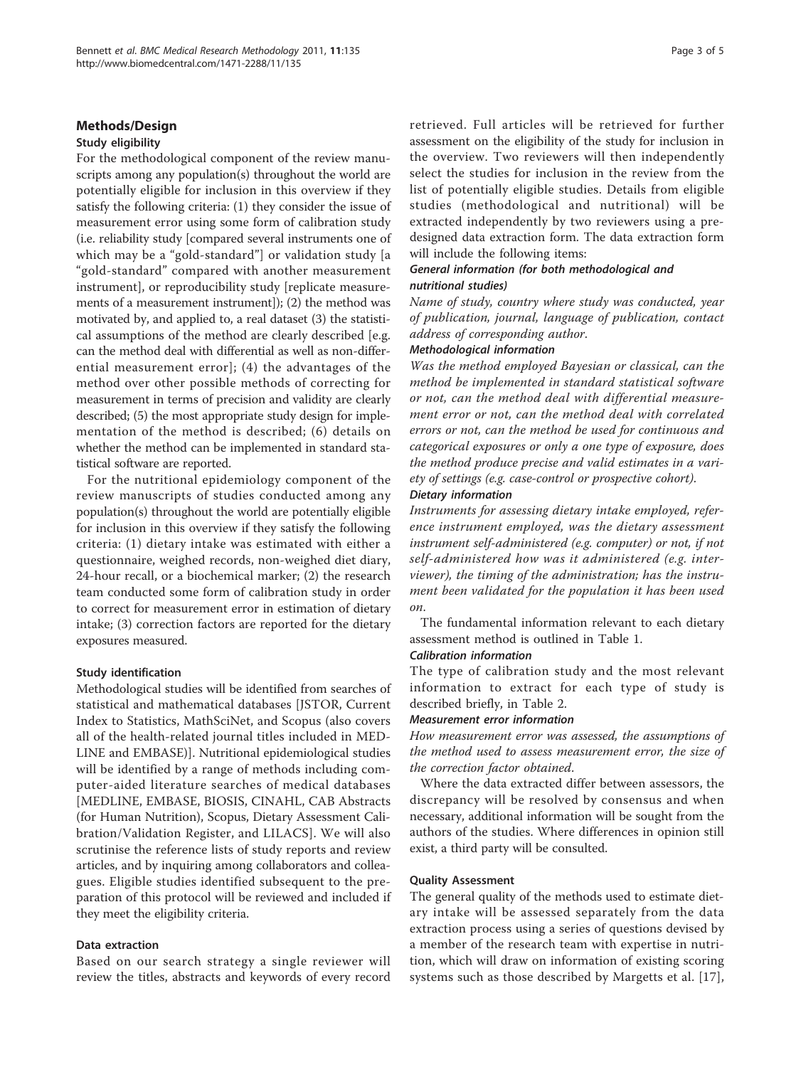## Methods/Design

### Study eligibility

For the methodological component of the review manuscripts among any population(s) throughout the world are potentially eligible for inclusion in this overview if they satisfy the following criteria: (1) they consider the issue of measurement error using some form of calibration study (i.e. reliability study [compared several instruments one of which may be a "gold-standard"] or validation study [a "gold-standard" compared with another measurement instrument], or reproducibility study [replicate measurements of a measurement instrument]); (2) the method was motivated by, and applied to, a real dataset (3) the statistical assumptions of the method are clearly described [e.g. can the method deal with differential as well as non-differential measurement error]; (4) the advantages of the method over other possible methods of correcting for measurement in terms of precision and validity are clearly described; (5) the most appropriate study design for implementation of the method is described; (6) details on whether the method can be implemented in standard statistical software are reported.

For the nutritional epidemiology component of the review manuscripts of studies conducted among any population(s) throughout the world are potentially eligible for inclusion in this overview if they satisfy the following criteria: (1) dietary intake was estimated with either a questionnaire, weighed records, non-weighed diet diary, 24-hour recall, or a biochemical marker; (2) the research team conducted some form of calibration study in order to correct for measurement error in estimation of dietary intake; (3) correction factors are reported for the dietary exposures measured.

### Study identification

Methodological studies will be identified from searches of statistical and mathematical databases [JSTOR, Current Index to Statistics, MathSciNet, and Scopus (also covers all of the health-related journal titles included in MEDLINE and EMBASE)]. Nutritional epidemiological studies will be identified by a range of methods including computer-aided literature searches of medical databases [MEDLINE, EMBASE, BIOSIS, CINAHL, CAB Abstracts (for Human Nutrition), Scopus, Dietary Assessment Calibration/Validation Register, and LILACS]. We will also scrutinise the reference lists of study reports and review articles, and by inquiring among collaborators and colleagues. Eligible studies identified subsequent to the preparation of this protocol will be reviewed and included if they meet the eligibility criteria.

### Data extraction

Based on our search strategy a single reviewer will review the titles, abstracts and keywords of every record retrieved. Full articles will be retrieved for further assessment on the eligibility of the study for inclusion in the overview. Two reviewers will then independently select the studies for inclusion in the review from the list of potentially eligible studies. Details from eligible studies (methodological and nutritional) will be extracted independently by two reviewers using a predesigned data extraction form. The data extraction form will include the following items:

#### General information (for both methodological and nutritional studies)

*Name of study, country where study was conducted, year of publication, journal, language of publication, contact address of corresponding author.*

#### Methodological information

*Was the method employed Bayesian or classical, can the method be implemented in standard statistical software or not, can the method deal with differential measurement error or not, can the method deal with correlated errors or not, can the method be used for continuous and categorical exposures or only a one type of exposure, does the method produce precise and valid estimates in a variety of settings (e.g. case-control or prospective cohort).*

#### Dietary information

*Instruments for assessing dietary intake employed, reference instrument employed, was the dietary assessment instrument self-administered (e.g. computer) or not, if not self-administered how was it administered (e.g. interviewer), the timing of the administration; has the instrument been validated for the population it has been used on.*

The fundamental information relevant to each dietary assessment method is outlined in Table 1.

#### Calibration information

The type of calibration study and the most relevant information to extract for each type of study is described briefly, in Table 2.

#### Measurement error information

*How measurement error was assessed, the assumptions of the method used to assess measurement error, the size of the correction factor obtained.*

Where the data extracted differ between assessors, the discrepancy will be resolved by consensus and when necessary, additional information will be sought from the authors of the studies. Where differences in opinion still exist, a third party will be consulted.

### Quality Assessment

The general quality of the methods used to estimate dietary intake will be assessed separately from the data extraction process using a series of questions devised by a member of the research team with expertise in nutrition, which will draw on information of existing scoring systems such as those described by Margetts et al. [17],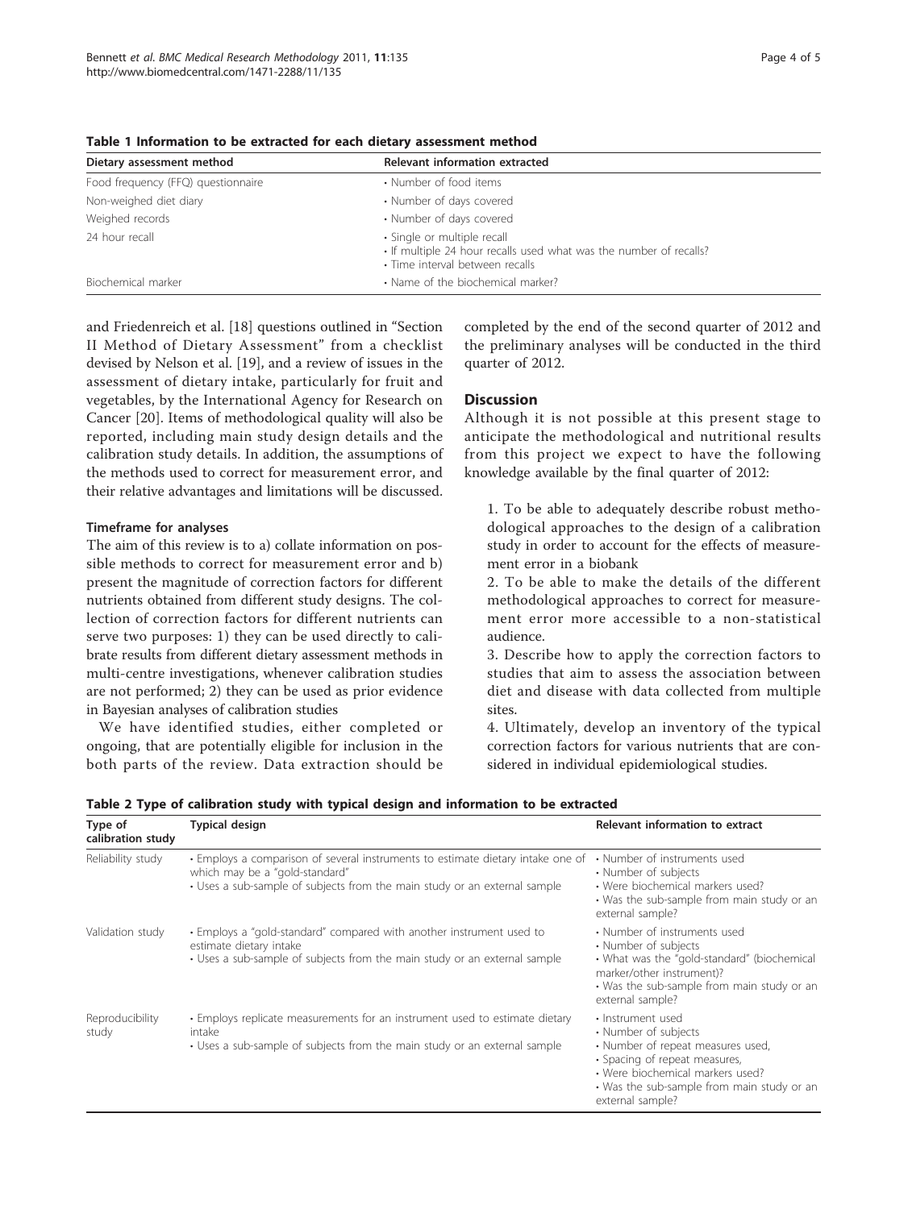**Table 1 Information to be extracted for each dietary assessment method**

| Dietary assessment method | Relevant information extracted |
| --- | --- |
| Food frequency (FFQ) questionnaire | • Number of food items |
| Non-weighed diet diary | • Number of days covered |
| Weighed records | • Number of days covered |
| 24 hour recall | • Single or multiple recall<br>• If multiple 24 hour recalls used what was the number of recalls?<br>• Time interval between recalls |
| Biochemical marker | • Name of the biochemical marker? |

and Friedenreich et al. [18] questions outlined in "Section II Method of Dietary Assessment" from a checklist devised by Nelson et al. [19], and a review of issues in the assessment of dietary intake, particularly for fruit and vegetables, by the International Agency for Research on Cancer [20]. Items of methodological quality will also be reported, including main study design details and the calibration study details. In addition, the assumptions of the methods used to correct for measurement error, and their relative advantages and limitations will be discussed.

### Timeframe for analyses

The aim of this review is to a) collate information on possible methods to correct for measurement error and b) present the magnitude of correction factors for different nutrients obtained from different study designs. The collection of correction factors for different nutrients can serve two purposes: 1) they can be used directly to calibrate results from different dietary assessment methods in multi-centre investigations, whenever calibration studies are not performed; 2) they can be used as prior evidence in Bayesian analyses of calibration studies

We have identified studies, either completed or ongoing, that are potentially eligible for inclusion in the both parts of the review. Data extraction should be completed by the end of the second quarter of 2012 and the preliminary analyses will be conducted in the third quarter of 2012.

## Discussion

Although it is not possible at this present stage to anticipate the methodological and nutritional results from this project we expect to have the following knowledge available by the final quarter of 2012:

1. To be able to adequately describe robust methodological approaches to the design of a calibration study in order to account for the effects of measurement error in a biobank
2. To be able to make the details of the different methodological approaches to correct for measurement error more accessible to a non-statistical audience.
3. Describe how to apply the correction factors to studies that aim to assess the association between diet and disease with data collected from multiple sites.
4. Ultimately, develop an inventory of the typical correction factors for various nutrients that are considered in individual epidemiological studies.

**Table 2 Type of calibration study with typical design and information to be extracted**

| Type of calibration study | Typical design | Relevant information to extract |
| --- | --- | --- |
| Reliability study | • Employs a comparison of several instruments to estimate dietary intake one of which may be a "gold-standard"<br>• Uses a sub-sample of subjects from the main study or an external sample | • Number of instruments used<br>• Number of subjects<br>• Were biochemical markers used?<br>• Was the sub-sample from main study or an external sample? |
| Validation study | • Employs a "gold-standard" compared with another instrument used to estimate dietary intake<br>• Uses a sub-sample of subjects from the main study or an external sample | • Number of instruments used<br>• Number of subjects<br>• What was the "gold-standard" (biochemical marker/other instrument)?<br>• Was the sub-sample from main study or an external sample? |
| Reproducibility study | • Employs replicate measurements for an instrument used to estimate dietary intake<br>• Uses a sub-sample of subjects from the main study or an external sample | • Instrument used<br>• Number of subjects<br>• Number of repeat measures used,<br>• Spacing of repeat measures,<br>• Were biochemical markers used?<br>• Was the sub-sample from main study or an external sample? |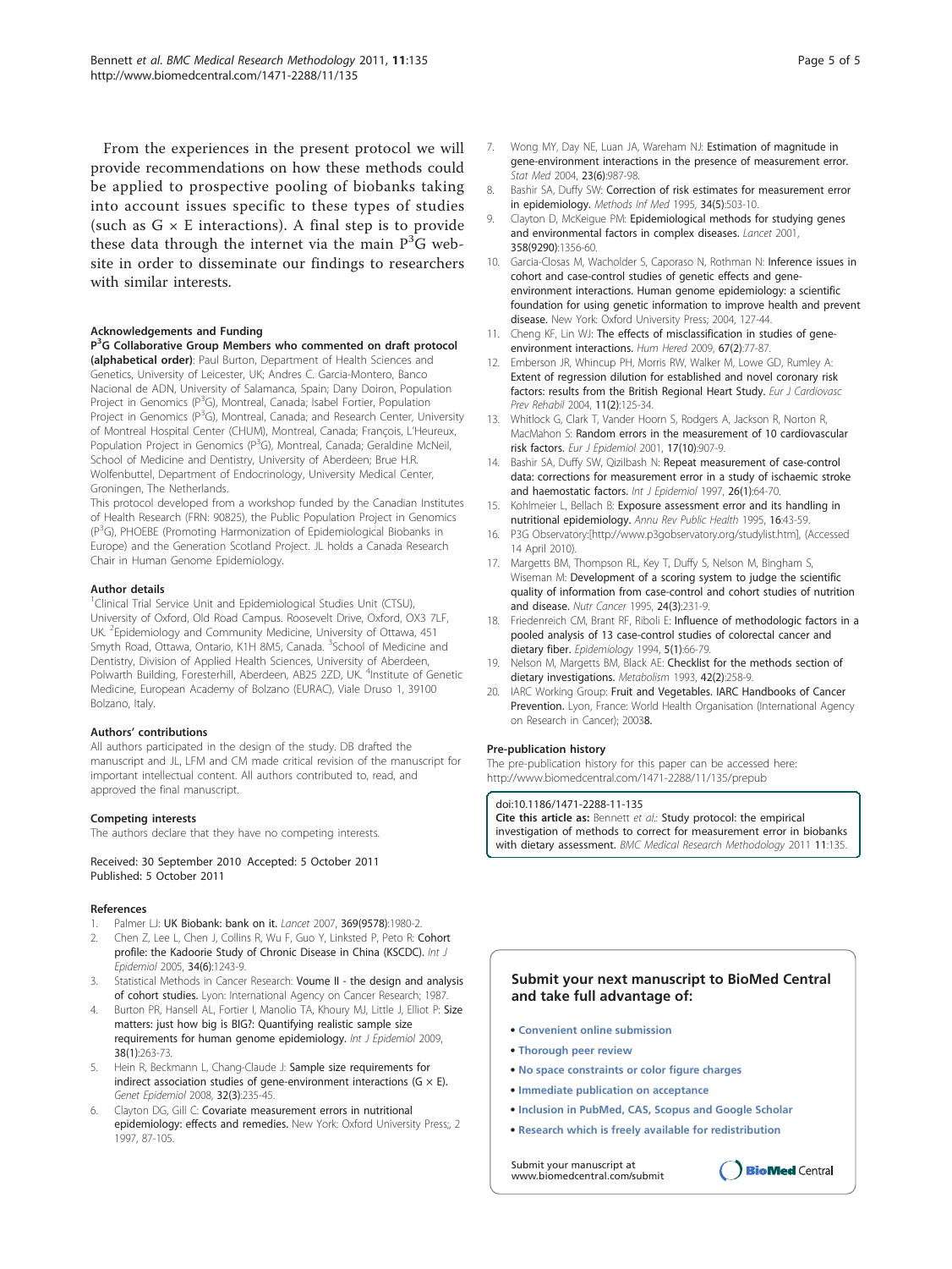From the experiences in the present protocol we will provide recommendations on how these methods could be applied to prospective pooling of biobanks taking into account issues specific to these types of studies (such as G × E interactions). A final step is to provide these data through the internet via the main P[3]G website in order to disseminate our findings to researchers with similar interests.

#### Acknowledgements and Funding

**P[3]G Collaborative Group Members who commented on draft protocol (alphabetical order)**: Paul Burton, Department of Health Sciences and Genetics, University of Leicester, UK; Andres C. Garcia-Montero, Banco Nacional de ADN, University of Salamanca, Spain; Dany Doiron, Population Project in Genomics (P[3]G), Montreal, Canada; Isabel Fortier, Population Project in Genomics (P[3]G), Montreal, Canada; and Research Center, University of Montreal Hospital Center (CHUM), Montreal, Canada; François, L'Heureux, Population Project in Genomics (P[3]G), Montreal, Canada; Geraldine McNeil, School of Medicine and Dentistry, University of Aberdeen; Brue H.R. Wolfenbuttel, Department of Endocrinology, University Medical Center, Groningen, The Netherlands.

This protocol developed from a workshop funded by the Canadian Institutes of Health Research (FRN: 90825), the Public Population Project in Genomics (P[3]G), PHOEBE (Promoting Harmonization of Epidemiological Biobanks in Europe) and the Generation Scotland Project. JL holds a Canada Research Chair in Human Genome Epidemiology.

#### Author details

[1]Clinical Trial Service Unit and Epidemiological Studies Unit (CTSU), University of Oxford, Old Road Campus. Roosevelt Drive, Oxford, OX3 7LF, UK. [2]Epidemiology and Community Medicine, University of Ottawa, 451 Smyth Road, Ottawa, Ontario, K1H 8M5, Canada. [3]School of Medicine and Dentistry, Division of Applied Health Sciences, University of Aberdeen, Polwarth Building, Foresterhill, Aberdeen, AB25 2ZD, UK. [4]Institute of Genetic Medicine, European Academy of Bolzano (EURAC), Viale Druso 1, 39100 Bolzano, Italy.

#### Authors' contributions

All authors participated in the design of the study. DB drafted the manuscript and JL, LFM and CM made critical revision of the manuscript for important intellectual content. All authors contributed to, read, and approved the final manuscript.

#### Competing interests

The authors declare that they have no competing interests.

Received: 30 September 2010 Accepted: 5 October 2011
Published: 5 October 2011

#### References

1. Palmer LJ: **UK Biobank: bank on it.** *Lancet* 2007, **369(9578)**:1980-2.
2. Chen Z, Lee L, Chen J, Collins R, Wu F, Guo Y, Linksted P, Peto R: **Cohort profile: the Kadoorie Study of Chronic Disease in China (KSCDC).** *Int J Epidemiol* 2005, **34(6)**:1243-9.
3. Statistical Methods in Cancer Research: **Voume II - the design and analysis of cohort studies.** Lyon: International Agency on Cancer Research; 1987.
4. Burton PR, Hansell AL, Fortier I, Manolio TA, Khoury MJ, Little J, Elliot P: **Size matters: just how big is BIG?: Quantifying realistic sample size requirements for human genome epidemiology.** *Int J Epidemiol* 2009, **38(1)**:263-73.
5. Hein R, Beckmann L, Chang-Claude J: **Sample size requirements for indirect association studies of gene-environment interactions (G × E).** *Genet Epidemiol* 2008, **32(3)**:235-45.
6. Clayton DG, Gill C: **Covariate measurement errors in nutritional epidemiology: effects and remedies.** New York: Oxford University Press;, 2 1997, 87-105.
7. Wong MY, Day NE, Luan JA, Wareham NJ: **Estimation of magnitude in gene-environment interactions in the presence of measurement error.** *Stat Med* 2004, **23(6)**:987-98.
8. Bashir SA, Duffy SW: **Correction of risk estimates for measurement error in epidemiology.** *Methods Inf Med* 1995, **34(5)**:503-10.
9. Clayton D, McKeigue PM: **Epidemiological methods for studying genes and environmental factors in complex diseases.** *Lancet* 2001, **358(9290)**:1356-60.
10. Garcia-Closas M, Wacholder S, Caporaso N, Rothman N: **Inference issues in cohort and case-control studies of genetic effects and gene-environment interactions. Human genome epidemiology: a scientific foundation for using genetic information to improve health and prevent disease.** New York: Oxford University Press; 2004, 127-44.
11. Cheng KF, Lin WJ: **The effects of misclassification in studies of gene-environment interactions.** *Hum Hered* 2009, **67(2)**:77-87.
12. Emberson JR, Whincup PH, Morris RW, Walker M, Lowe GD, Rumley A: **Extent of regression dilution for established and novel coronary risk factors: results from the British Regional Heart Study.** *Eur J Cardiovasc Prev Rehabil* 2004, **11(2)**:125-34.
13. Whitlock G, Clark T, Vander Hoorn S, Rodgers A, Jackson R, Norton R, MacMahon S: **Random errors in the measurement of 10 cardiovascular risk factors.** *Eur J Epidemiol* 2001, **17(10)**:907-9.
14. Bashir SA, Duffy SW, Qizilbash N: **Repeat measurement of case-control data: corrections for measurement error in a study of ischaemic stroke and haemostatic factors.** *Int J Epidemiol* 1997, **26(1)**:64-70.
15. Kohlmeier L, Bellach B: **Exposure assessment error and its handling in nutritional epidemiology.** *Annu Rev Public Health* 1995, **16**:43-59.
16. P3G Observatory:[http://www.p3gobservatory.org/studylist.htm], (Accessed 14 April 2010).
17. Margetts BM, Thompson RL, Key T, Duffy S, Nelson M, Bingham S, Wiseman M: **Development of a scoring system to judge the scientific quality of information from case-control and cohort studies of nutrition and disease.** *Nutr Cancer* 1995, **24(3)**:231-9.
18. Friedenreich CM, Brant RF, Riboli E: **Influence of methodologic factors in a pooled analysis of 13 case-control studies of colorectal cancer and dietary fiber.** *Epidemiology* 1994, **5(1)**:66-79.
19. Nelson M, Margetts BM, Black AE: **Checklist for the methods section of dietary investigations.** *Metabolism* 1993, **42(2)**:258-9.
20. IARC Working Group: **Fruit and Vegetables. IARC Handbooks of Cancer Prevention.** Lyon, France: World Health Organisation (International Agency on Research in Cancer); 2003**8.**

#### Pre-publication history

The pre-publication history for this paper can be accessed here: http://www.biomedcentral.com/1471-2288/11/135/prepub

doi:10.1186/1471-2288-11-135
**Cite this article as:** Bennett *et al.*: Study protocol: the empirical investigation of methods to correct for measurement error in biobanks with dietary assessment. *BMC Medical Research Methodology* 2011 **11**:135.

**Submit your next manuscript to BioMed Central and take full advantage of:**

- **Convenient online submission**
- **Thorough peer review**
- **No space constraints or color figure charges**
- **Immediate publication on acceptance**
- **Inclusion in PubMed, CAS, Scopus and Google Scholar**
- **Research which is freely available for redistribution**

Submit your manuscript at www.biomedcentral.com/submit

BioMed Central